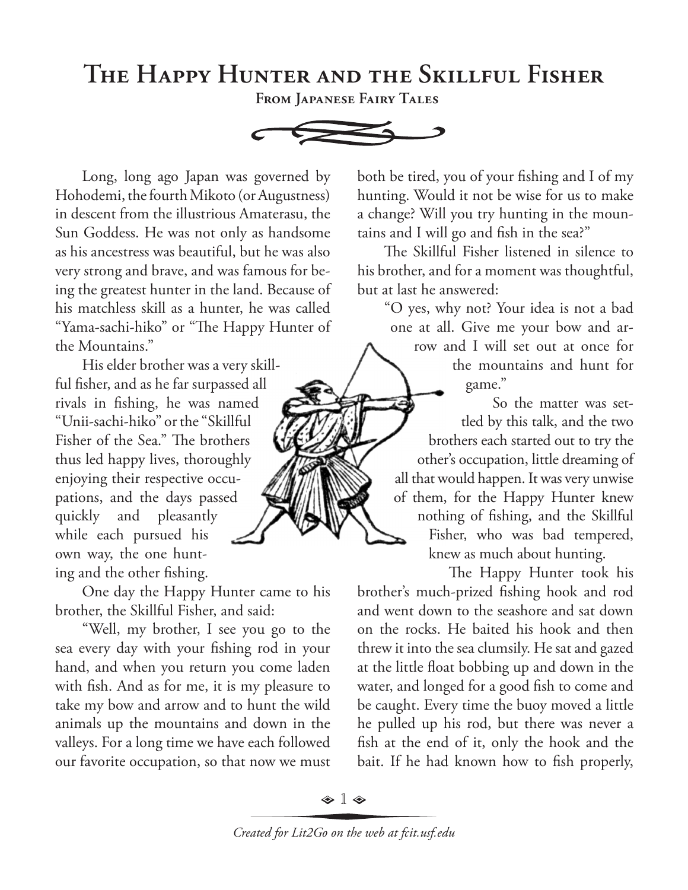# The Happy Hunter and the Skillful Fisher

**From Japanese Fairy Tales**

Long, long ago Japan was governed by Hohodemi, the fourth Mikoto (or Augustness) in descent from the illustrious Amaterasu, the Sun Goddess. He was not only as handsome as his ancestress was beautiful, but he was also very strong and brave, and was famous for being the greatest hunter in the land. Because of his matchless skill as a hunter, he was called "Yama-sachi-hiko" or "The Happy Hunter of the Mountains."

His elder brother was a very skillful fisher, and as he far surpassed all rivals in fishing, he was named "Unii-sachi-hiko" or the "Skillful Fisher of the Sea." The brothers thus led happy lives, thoroughly enjoying their respective occupations, and the days passed quickly and pleasantly while each pursued his own way, the one hunting and the other fishing.

One day the Happy Hunter came to his brother, the Skillful Fisher, and said:

"Well, my brother, I see you go to the sea every day with your fishing rod in your hand, and when you return you come laden with fish. And as for me, it is my pleasure to take my bow and arrow and to hunt the wild animals up the mountains and down in the valleys. For a long time we have each followed our favorite occupation, so that now we must both be tired, you of your fishing and I of my hunting. Would it not be wise for us to make a change? Will you try hunting in the mountains and I will go and fish in the sea?"

The Skillful Fisher listened in silence to his brother, and for a moment was thoughtful, but at last he answered:

"O yes, why not? Your idea is not a bad one at all. Give me your bow and arrow and I will set out at once for the mountains and hunt for game."

So the matter was settled by this talk, and the two brothers each started out to try the other's occupation, little dreaming of all that would happen. It was very unwise of them, for the Happy Hunter knew nothing of fishing, and the Skillful Fisher, who was bad tempered, knew as much about hunting.

The Happy Hunter took his brother's much-prized fishing hook and rod and went down to the seashore and sat down on the rocks. He baited his hook and then threw it into the sea clumsily. He sat and gazed at the little float bobbing up and down in the water, and longed for a good fish to come and be caught. Every time the buoy moved a little he pulled up his rod, but there was never a fish at the end of it, only the hook and the bait. If he had known how to fish properly,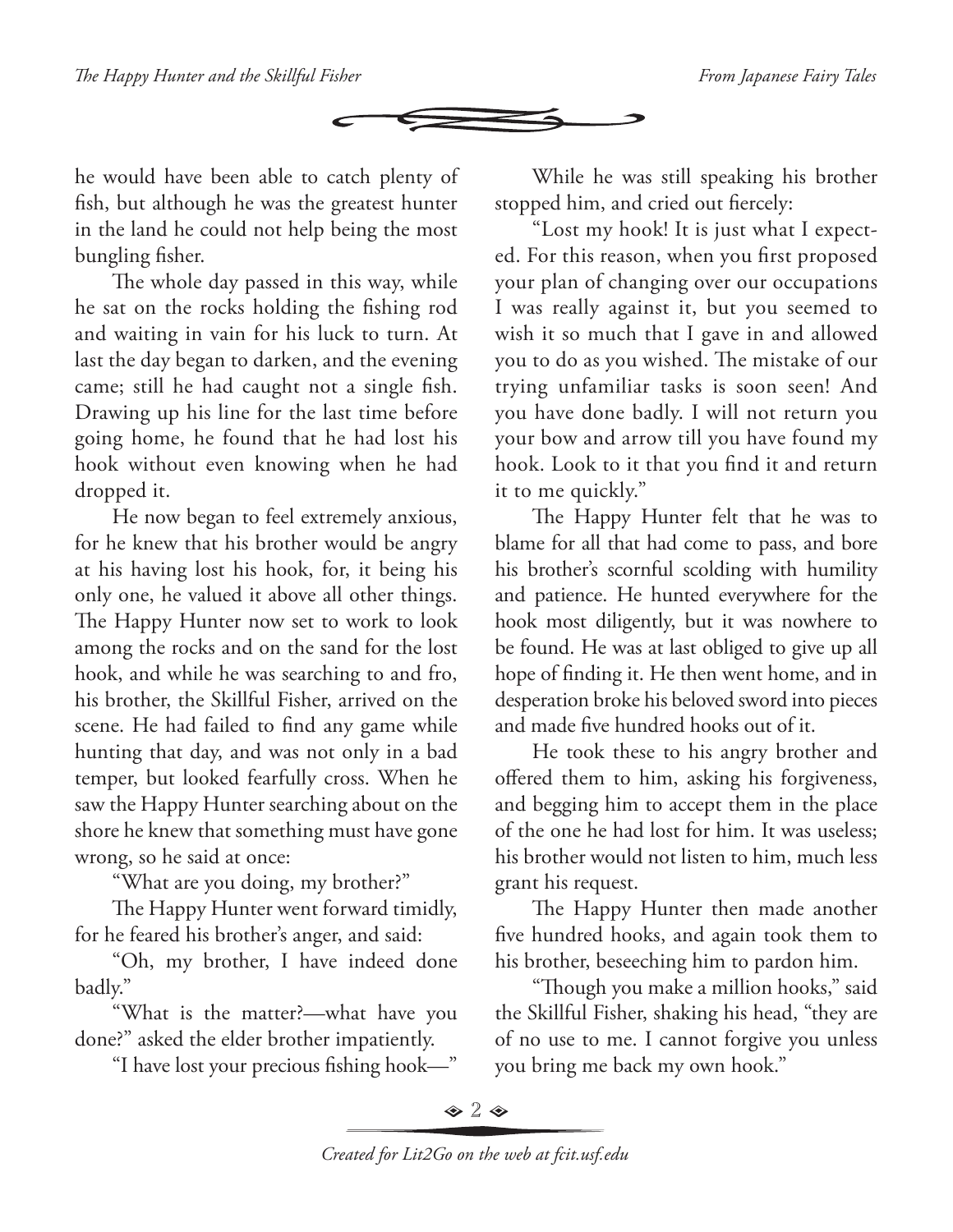he would have been able to catch plenty of fish, but although he was the greatest hunter in the land he could not help being the most bungling fisher.

The whole day passed in this way, while he sat on the rocks holding the fishing rod and waiting in vain for his luck to turn. At last the day began to darken, and the evening came; still he had caught not a single fish. Drawing up his line for the last time before going home, he found that he had lost his hook without even knowing when he had dropped it.

He now began to feel extremely anxious, for he knew that his brother would be angry at his having lost his hook, for, it being his only one, he valued it above all other things. The Happy Hunter now set to work to look among the rocks and on the sand for the lost hook, and while he was searching to and fro, his brother, the Skillful Fisher, arrived on the scene. He had failed to find any game while hunting that day, and was not only in a bad temper, but looked fearfully cross. When he saw the Happy Hunter searching about on the shore he knew that something must have gone wrong, so he said at once:

"What are you doing, my brother?"

The Happy Hunter went forward timidly, for he feared his brother's anger, and said:

"Oh, my brother, I have indeed done badly."

"What is the matter?—what have you done?" asked the elder brother impatiently.

"I have lost your precious fishing hook—"

While he was still speaking his brother stopped him, and cried out fiercely:

"Lost my hook! It is just what I expected. For this reason, when you first proposed your plan of changing over our occupations I was really against it, but you seemed to wish it so much that I gave in and allowed you to do as you wished. The mistake of our trying unfamiliar tasks is soon seen! And you have done badly. I will not return you your bow and arrow till you have found my hook. Look to it that you find it and return it to me quickly."

The Happy Hunter felt that he was to blame for all that had come to pass, and bore his brother's scornful scolding with humility and patience. He hunted everywhere for the hook most diligently, but it was nowhere to be found. He was at last obliged to give up all hope of finding it. He then went home, and in desperation broke his beloved sword into pieces and made five hundred hooks out of it.

He took these to his angry brother and offered them to him, asking his forgiveness, and begging him to accept them in the place of the one he had lost for him. It was useless; his brother would not listen to him, much less grant his request.

The Happy Hunter then made another five hundred hooks, and again took them to his brother, beseeching him to pardon him.

"Though you make a million hooks," said the Skillful Fisher, shaking his head, "they are of no use to me. I cannot forgive you unless you bring me back my own hook."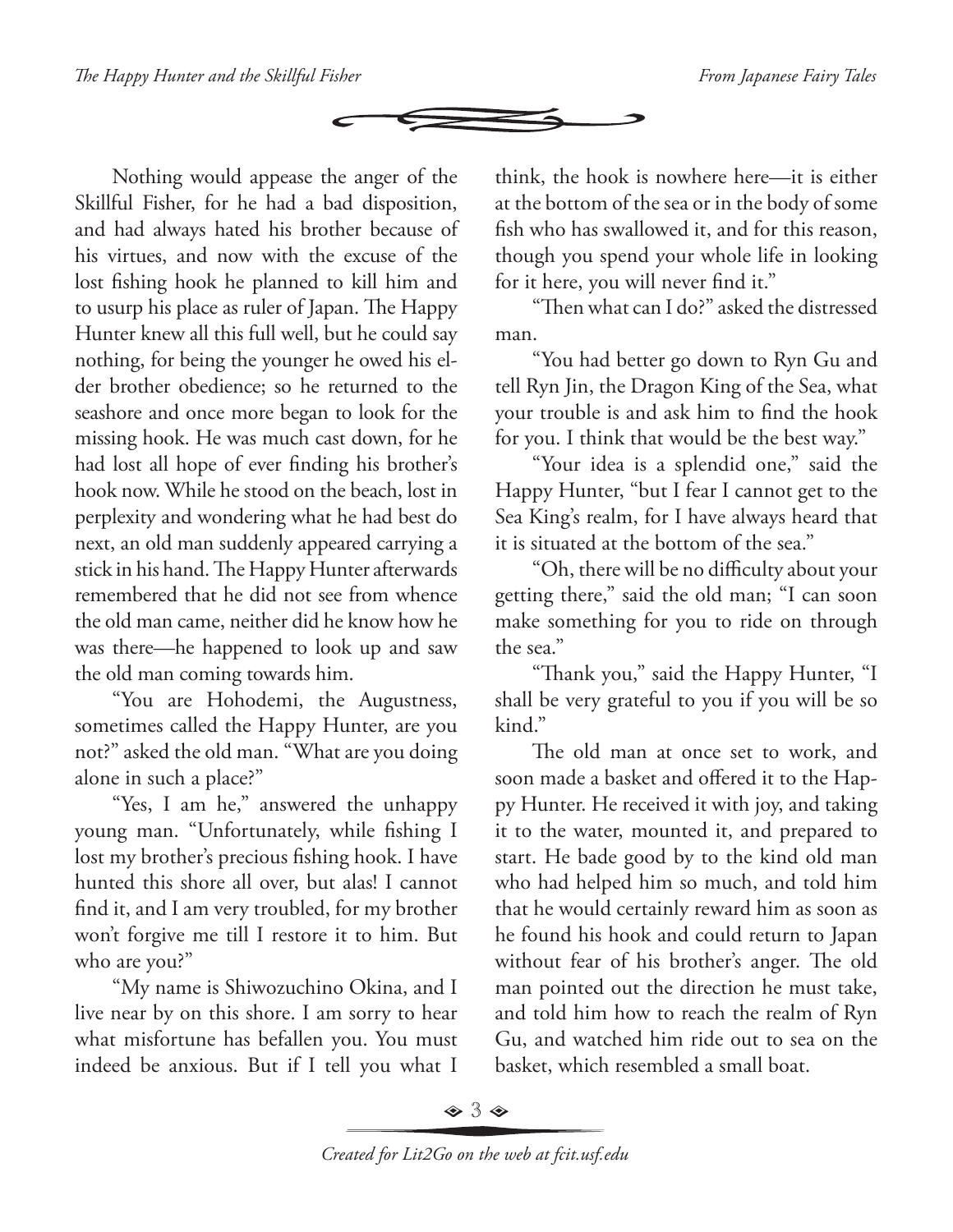Nothing would appease the anger of the Skillful Fisher, for he had a bad disposition, and had always hated his brother because of his virtues, and now with the excuse of the lost fishing hook he planned to kill him and to usurp his place as ruler of Japan. The Happy Hunter knew all this full well, but he could say nothing, for being the younger he owed his elder brother obedience; so he returned to the seashore and once more began to look for the missing hook. He was much cast down, for he had lost all hope of ever finding his brother's hook now. While he stood on the beach, lost in perplexity and wondering what he had best do next, an old man suddenly appeared carrying a stick in his hand. The Happy Hunter afterwards remembered that he did not see from whence the old man came, neither did he know how he was there—he happened to look up and saw the old man coming towards him.

"You are Hohodemi, the Augustness, sometimes called the Happy Hunter, are you not?" asked the old man. "What are you doing alone in such a place?"

"Yes, I am he," answered the unhappy young man. "Unfortunately, while fishing I lost my brother's precious fishing hook. I have hunted this shore all over, but alas! I cannot find it, and I am very troubled, for my brother won't forgive me till I restore it to him. But who are you?"

"My name is Shiwozuchino Okina, and I live near by on this shore. I am sorry to hear what misfortune has befallen you. You must indeed be anxious. But if I tell you what I think, the hook is nowhere here—it is either at the bottom of the sea or in the body of some fish who has swallowed it, and for this reason, though you spend your whole life in looking for it here, you will never find it."

"Then what can I do?" asked the distressed man.

"You had better go down to Ryn Gu and tell Ryn Jin, the Dragon King of the Sea, what your trouble is and ask him to find the hook for you. I think that would be the best way."

"Your idea is a splendid one," said the Happy Hunter, "but I fear I cannot get to the Sea King's realm, for I have always heard that it is situated at the bottom of the sea."

"Oh, there will be no difficulty about your getting there," said the old man; "I can soon make something for you to ride on through the sea."

"Thank you," said the Happy Hunter, "I shall be very grateful to you if you will be so kind."

The old man at once set to work, and soon made a basket and offered it to the Happy Hunter. He received it with joy, and taking it to the water, mounted it, and prepared to start. He bade good by to the kind old man who had helped him so much, and told him that he would certainly reward him as soon as he found his hook and could return to Japan without fear of his brother's anger. The old man pointed out the direction he must take, and told him how to reach the realm of Ryn Gu, and watched him ride out to sea on the basket, which resembled a small boat.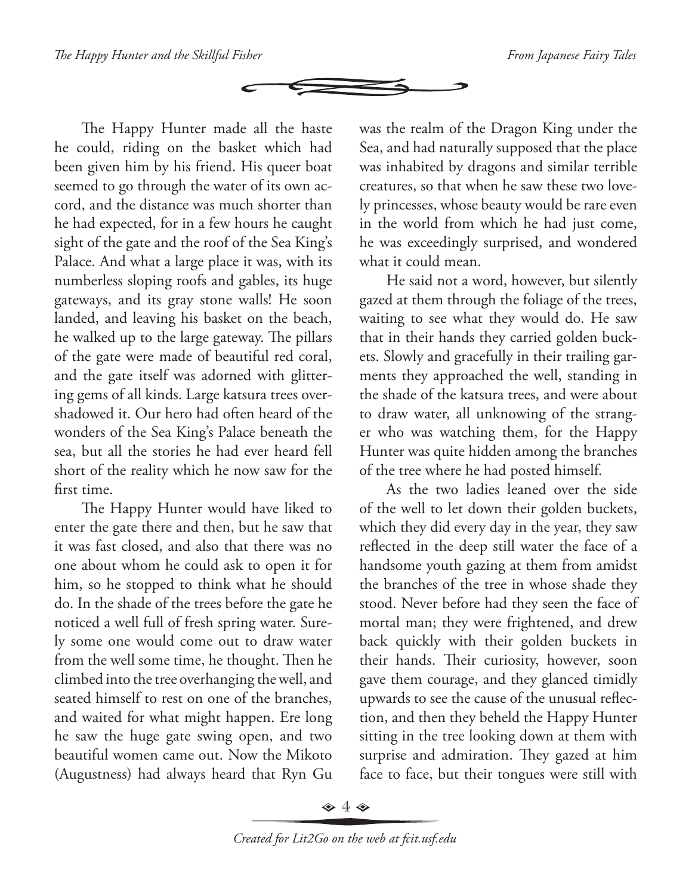The Happy Hunter made all the haste he could, riding on the basket which had been given him by his friend. His queer boat seemed to go through the water of its own accord, and the distance was much shorter than he had expected, for in a few hours he caught sight of the gate and the roof of the Sea King's Palace. And what a large place it was, with its numberless sloping roofs and gables, its huge gateways, and its gray stone walls! He soon landed, and leaving his basket on the beach, he walked up to the large gateway. The pillars of the gate were made of beautiful red coral, and the gate itself was adorned with glittering gems of all kinds. Large katsura trees overshadowed it. Our hero had often heard of the wonders of the Sea King's Palace beneath the sea, but all the stories he had ever heard fell short of the reality which he now saw for the first time.

The Happy Hunter would have liked to enter the gate there and then, but he saw that it was fast closed, and also that there was no one about whom he could ask to open it for him, so he stopped to think what he should do. In the shade of the trees before the gate he noticed a well full of fresh spring water. Surely some one would come out to draw water from the well some time, he thought. Then he climbed into the tree overhanging the well, and seated himself to rest on one of the branches, and waited for what might happen. Ere long he saw the huge gate swing open, and two beautiful women came out. Now the Mikoto (Augustness) had always heard that Ryn Gu was the realm of the Dragon King under the Sea, and had naturally supposed that the place was inhabited by dragons and similar terrible creatures, so that when he saw these two lovely princesses, whose beauty would be rare even in the world from which he had just come, he was exceedingly surprised, and wondered what it could mean.

He said not a word, however, but silently gazed at them through the foliage of the trees, waiting to see what they would do. He saw that in their hands they carried golden buckets. Slowly and gracefully in their trailing garments they approached the well, standing in the shade of the katsura trees, and were about to draw water, all unknowing of the stranger who was watching them, for the Happy Hunter was quite hidden among the branches of the tree where he had posted himself.

As the two ladies leaned over the side of the well to let down their golden buckets, which they did every day in the year, they saw reflected in the deep still water the face of a handsome youth gazing at them from amidst the branches of the tree in whose shade they stood. Never before had they seen the face of mortal man; they were frightened, and drew back quickly with their golden buckets in their hands. Their curiosity, however, soon gave them courage, and they glanced timidly upwards to see the cause of the unusual reflection, and then they beheld the Happy Hunter sitting in the tree looking down at them with surprise and admiration. They gazed at him face to face, but their tongues were still with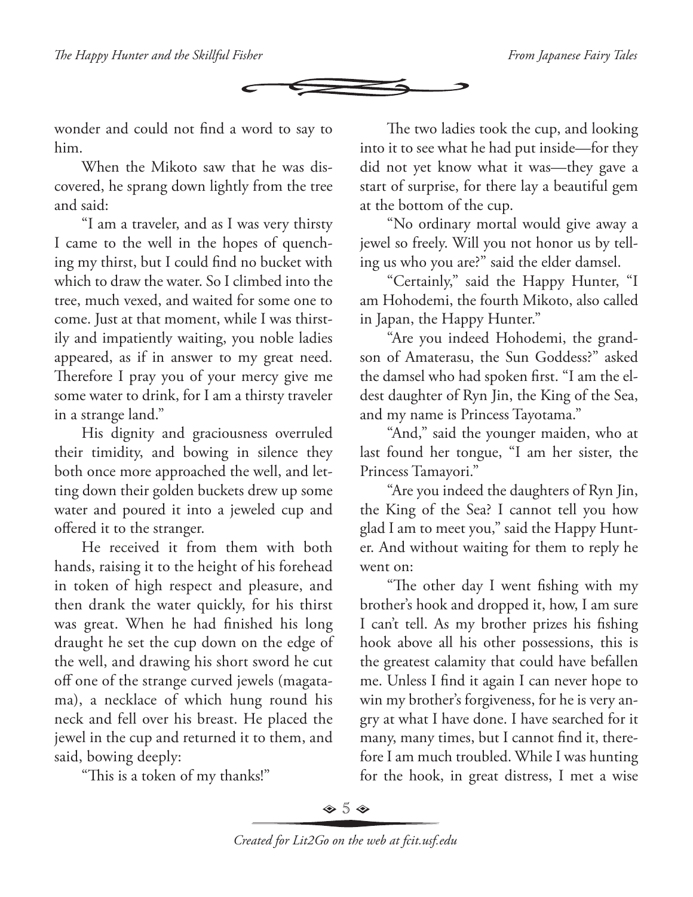wonder and could not find a word to say to him.

When the Mikoto saw that he was discovered, he sprang down lightly from the tree and said:

"I am a traveler, and as I was very thirsty I came to the well in the hopes of quenching my thirst, but I could find no bucket with which to draw the water. So I climbed into the tree, much vexed, and waited for some one to come. Just at that moment, while I was thirstily and impatiently waiting, you noble ladies appeared, as if in answer to my great need. Therefore I pray you of your mercy give me some water to drink, for I am a thirsty traveler in a strange land."

His dignity and graciousness overruled their timidity, and bowing in silence they both once more approached the well, and letting down their golden buckets drew up some water and poured it into a jeweled cup and offered it to the stranger.

He received it from them with both hands, raising it to the height of his forehead in token of high respect and pleasure, and then drank the water quickly, for his thirst was great. When he had finished his long draught he set the cup down on the edge of the well, and drawing his short sword he cut off one of the strange curved jewels (magatama), a necklace of which hung round his neck and fell over his breast. He placed the jewel in the cup and returned it to them, and said, bowing deeply:

"This is a token of my thanks!"

The two ladies took the cup, and looking into it to see what he had put inside—for they did not yet know what it was—they gave a start of surprise, for there lay a beautiful gem at the bottom of the cup.

"No ordinary mortal would give away a jewel so freely. Will you not honor us by telling us who you are?" said the elder damsel.

"Certainly," said the Happy Hunter, "I am Hohodemi, the fourth Mikoto, also called in Japan, the Happy Hunter."

"Are you indeed Hohodemi, the grandson of Amaterasu, the Sun Goddess?" asked the damsel who had spoken first. "I am the eldest daughter of Ryn Jin, the King of the Sea, and my name is Princess Tayotama."

"And," said the younger maiden, who at last found her tongue, "I am her sister, the Princess Tamayori."

"Are you indeed the daughters of Ryn Jin, the King of the Sea? I cannot tell you how glad I am to meet you," said the Happy Hunter. And without waiting for them to reply he went on:

"The other day I went fishing with my brother's hook and dropped it, how, I am sure I can't tell. As my brother prizes his fishing hook above all his other possessions, this is the greatest calamity that could have befallen me. Unless I find it again I can never hope to win my brother's forgiveness, for he is very angry at what I have done. I have searched for it many, many times, but I cannot find it, therefore I am much troubled. While I was hunting for the hook, in great distress, I met a wise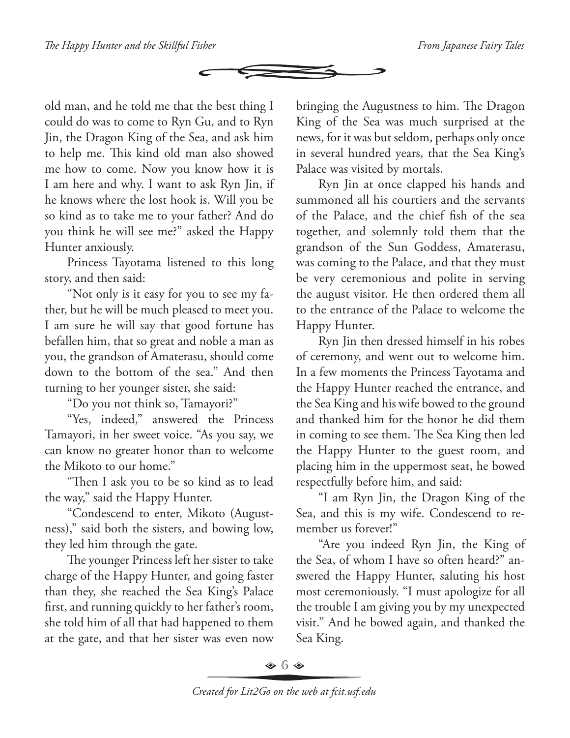old man, and he told me that the best thing I could do was to come to Ryn Gu, and to Ryn Jin, the Dragon King of the Sea, and ask him to help me. This kind old man also showed me how to come. Now you know how it is I am here and why. I want to ask Ryn Jin, if he knows where the lost hook is. Will you be so kind as to take me to your father? And do you think he will see me?" asked the Happy Hunter anxiously.

Princess Tayotama listened to this long story, and then said:

"Not only is it easy for you to see my father, but he will be much pleased to meet you. I am sure he will say that good fortune has befallen him, that so great and noble a man as you, the grandson of Amaterasu, should come down to the bottom of the sea." And then turning to her younger sister, she said:

"Do you not think so, Tamayori?"

"Yes, indeed," answered the Princess Tamayori, in her sweet voice. "As you say, we can know no greater honor than to welcome the Mikoto to our home."

"Then I ask you to be so kind as to lead the way," said the Happy Hunter.

"Condescend to enter, Mikoto (Augustness)," said both the sisters, and bowing low, they led him through the gate.

The younger Princess left her sister to take charge of the Happy Hunter, and going faster than they, she reached the Sea King's Palace first, and running quickly to her father's room, she told him of all that had happened to them at the gate, and that her sister was even now bringing the Augustness to him. The Dragon King of the Sea was much surprised at the news, for it was but seldom, perhaps only once in several hundred years, that the Sea King's Palace was visited by mortals.

Ryn Jin at once clapped his hands and summoned all his courtiers and the servants of the Palace, and the chief fish of the sea together, and solemnly told them that the grandson of the Sun Goddess, Amaterasu, was coming to the Palace, and that they must be very ceremonious and polite in serving the august visitor. He then ordered them all to the entrance of the Palace to welcome the Happy Hunter.

Ryn Jin then dressed himself in his robes of ceremony, and went out to welcome him. In a few moments the Princess Tayotama and the Happy Hunter reached the entrance, and the Sea King and his wife bowed to the ground and thanked him for the honor he did them in coming to see them. The Sea King then led the Happy Hunter to the guest room, and placing him in the uppermost seat, he bowed respectfully before him, and said:

"I am Ryn Jin, the Dragon King of the Sea, and this is my wife. Condescend to remember us forever!"

"Are you indeed Ryn Jin, the King of the Sea, of whom I have so often heard?" answered the Happy Hunter, saluting his host most ceremoniously. "I must apologize for all the trouble I am giving you by my unexpected visit." And he bowed again, and thanked the Sea King.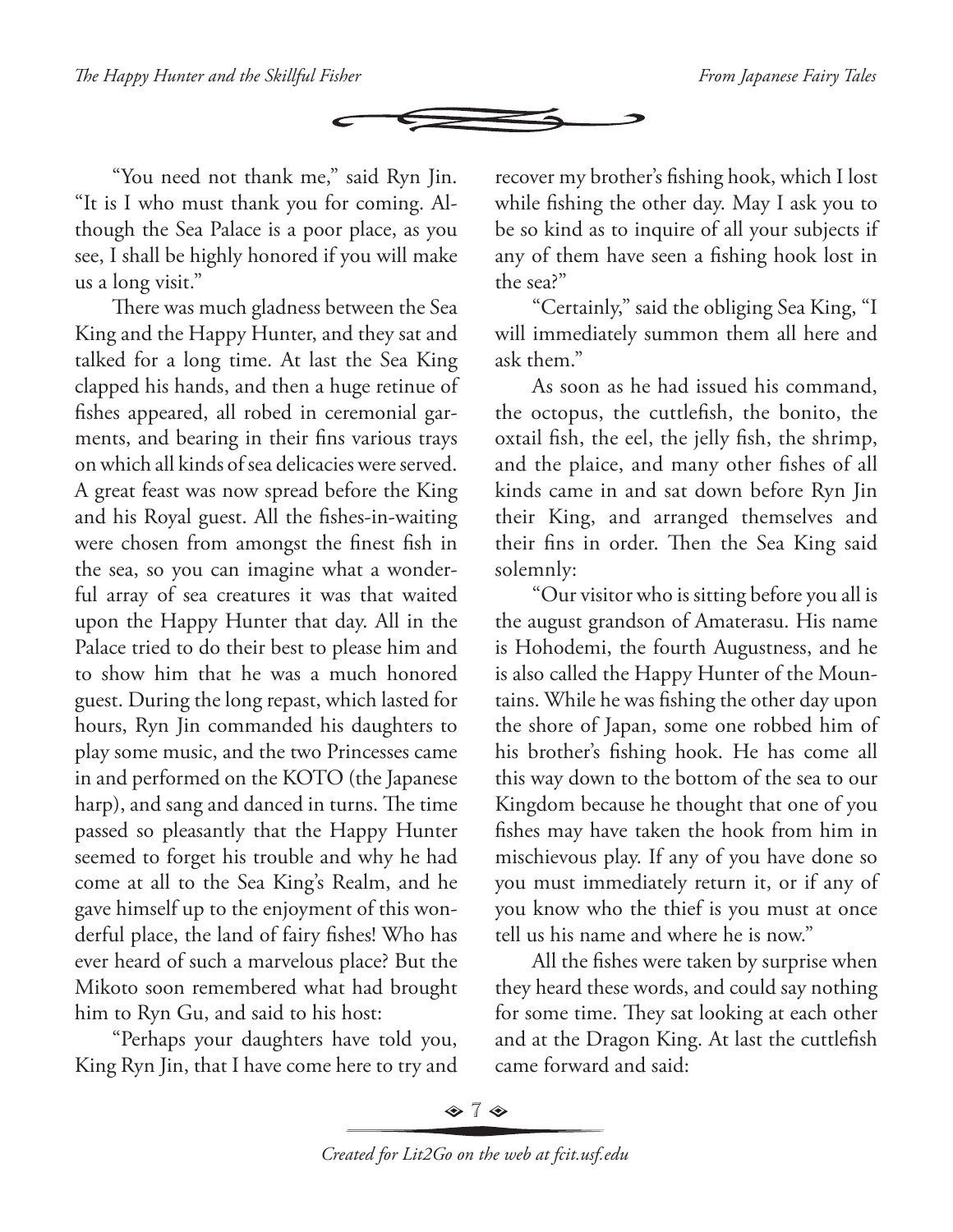"You need not thank me," said Ryn Jin. "It is I who must thank you for coming. Although the Sea Palace is a poor place, as you see, I shall be highly honored if you will make us a long visit."

There was much gladness between the Sea King and the Happy Hunter, and they sat and talked for a long time. At last the Sea King clapped his hands, and then a huge retinue of fishes appeared, all robed in ceremonial garments, and bearing in their fins various trays on which all kinds of sea delicacies were served. A great feast was now spread before the King and his Royal guest. All the fishes-in-waiting were chosen from amongst the finest fish in the sea, so you can imagine what a wonderful array of sea creatures it was that waited upon the Happy Hunter that day. All in the Palace tried to do their best to please him and to show him that he was a much honored guest. During the long repast, which lasted for hours, Ryn Jin commanded his daughters to play some music, and the two Princesses came in and performed on the KOTO (the Japanese harp), and sang and danced in turns. The time passed so pleasantly that the Happy Hunter seemed to forget his trouble and why he had come at all to the Sea King's Realm, and he gave himself up to the enjoyment of this wonderful place, the land of fairy fishes! Who has ever heard of such a marvelous place? But the Mikoto soon remembered what had brought him to Ryn Gu, and said to his host:

"Perhaps your daughters have told you, King Ryn Jin, that I have come here to try and recover my brother's fishing hook, which I lost while fishing the other day. May I ask you to be so kind as to inquire of all your subjects if any of them have seen a fishing hook lost in the sea?"

"Certainly," said the obliging Sea King, "I will immediately summon them all here and ask them."

As soon as he had issued his command, the octopus, the cuttlefish, the bonito, the oxtail fish, the eel, the jelly fish, the shrimp, and the plaice, and many other fishes of all kinds came in and sat down before Ryn Jin their King, and arranged themselves and their fins in order. Then the Sea King said solemnly:

"Our visitor who is sitting before you all is the august grandson of Amaterasu. His name is Hohodemi, the fourth Augustness, and he is also called the Happy Hunter of the Mountains. While he was fishing the other day upon the shore of Japan, some one robbed him of his brother's fishing hook. He has come all this way down to the bottom of the sea to our Kingdom because he thought that one of you fishes may have taken the hook from him in mischievous play. If any of you have done so you must immediately return it, or if any of you know who the thief is you must at once tell us his name and where he is now."

All the fishes were taken by surprise when they heard these words, and could say nothing for some time. They sat looking at each other and at the Dragon King. At last the cuttlefish came forward and said: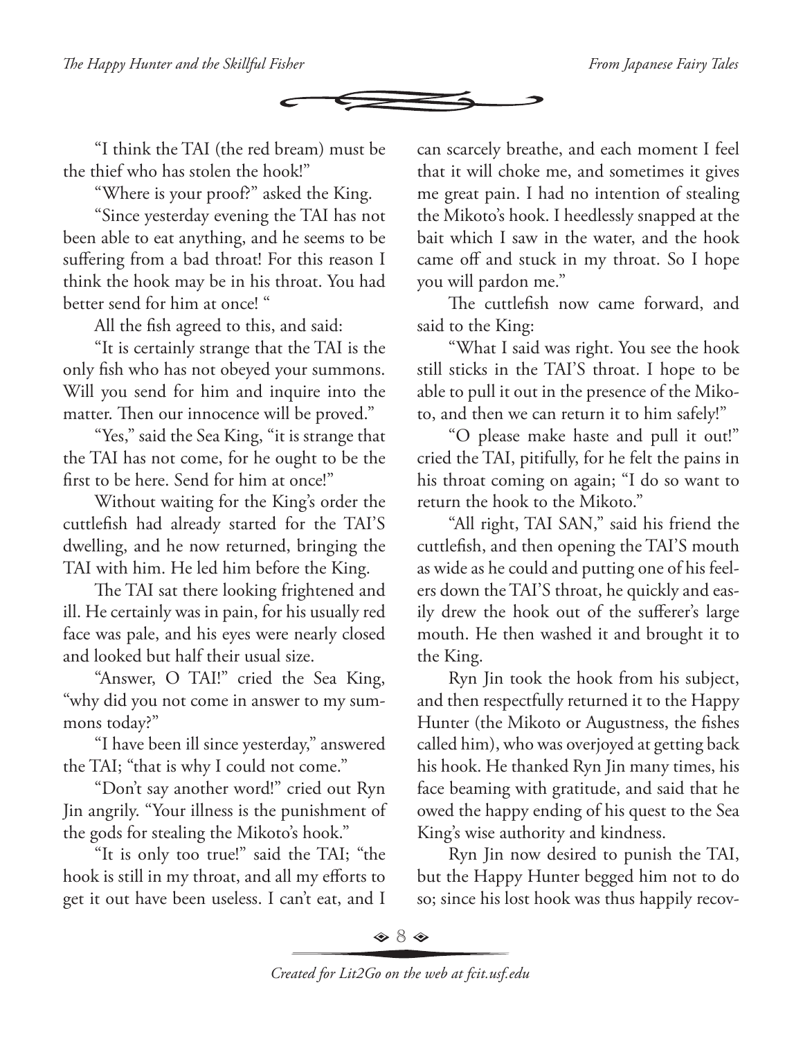"I think the TAI (the red bream) must be the thief who has stolen the hook!"

"Where is your proof?" asked the King.

"Since yesterday evening the TAI has not been able to eat anything, and he seems to be suffering from a bad throat! For this reason I think the hook may be in his throat. You had better send for him at once! "

All the fish agreed to this, and said:

"It is certainly strange that the TAI is the only fish who has not obeyed your summons. Will you send for him and inquire into the matter. Then our innocence will be proved."

"Yes," said the Sea King, "it is strange that the TAI has not come, for he ought to be the first to be here. Send for him at once!"

Without waiting for the King's order the cuttlefish had already started for the TAI'S dwelling, and he now returned, bringing the TAI with him. He led him before the King.

The TAI sat there looking frightened and ill. He certainly was in pain, for his usually red face was pale, and his eyes were nearly closed and looked but half their usual size.

"Answer, O TAI!" cried the Sea King, "why did you not come in answer to my summons today?"

"I have been ill since yesterday," answered the TAI; "that is why I could not come."

"Don't say another word!" cried out Ryn Jin angrily. "Your illness is the punishment of the gods for stealing the Mikoto's hook."

"It is only too true!" said the TAI; "the hook is still in my throat, and all my efforts to get it out have been useless. I can't eat, and I can scarcely breathe, and each moment I feel that it will choke me, and sometimes it gives me great pain. I had no intention of stealing the Mikoto's hook. I heedlessly snapped at the bait which I saw in the water, and the hook came off and stuck in my throat. So I hope you will pardon me."

The cuttlefish now came forward, and said to the King:

"What I said was right. You see the hook still sticks in the TAI'S throat. I hope to be able to pull it out in the presence of the Mikoto, and then we can return it to him safely!"

"O please make haste and pull it out!" cried the TAI, pitifully, for he felt the pains in his throat coming on again; "I do so want to return the hook to the Mikoto."

"All right, TAI SAN," said his friend the cuttlefish, and then opening the TAI'S mouth as wide as he could and putting one of his feelers down the TAI'S throat, he quickly and easily drew the hook out of the sufferer's large mouth. He then washed it and brought it to the King.

Ryn Jin took the hook from his subject, and then respectfully returned it to the Happy Hunter (the Mikoto or Augustness, the fishes called him), who was overjoyed at getting back his hook. He thanked Ryn Jin many times, his face beaming with gratitude, and said that he owed the happy ending of his quest to the Sea King's wise authority and kindness.

Ryn Jin now desired to punish the TAI, but the Happy Hunter begged him not to do so; since his lost hook was thus happily recov-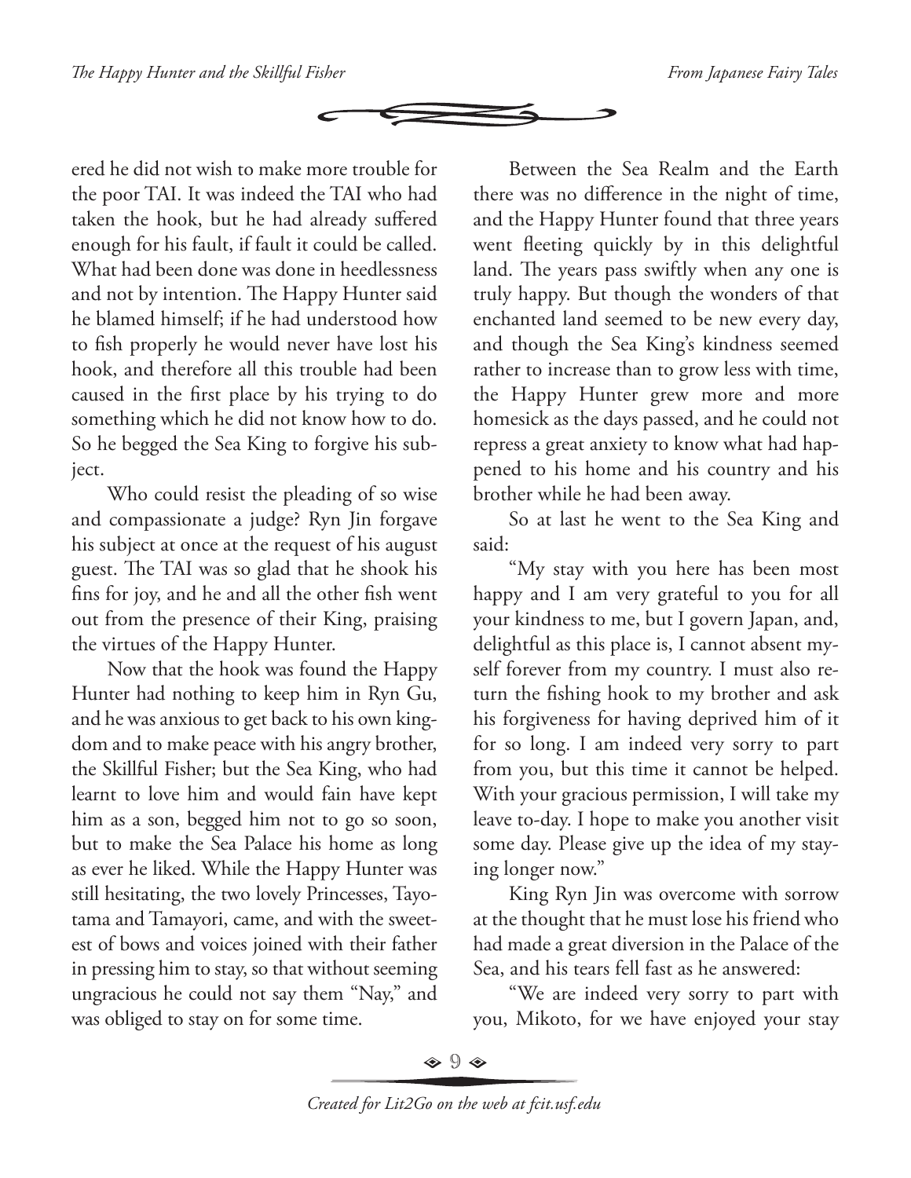ered he did not wish to make more trouble for the poor TAI. It was indeed the TAI who had taken the hook, but he had already suffered enough for his fault, if fault it could be called. What had been done was done in heedlessness and not by intention. The Happy Hunter said he blamed himself; if he had understood how to fish properly he would never have lost his hook, and therefore all this trouble had been caused in the first place by his trying to do something which he did not know how to do. So he begged the Sea King to forgive his subject.

Who could resist the pleading of so wise and compassionate a judge? Ryn Jin forgave his subject at once at the request of his august guest. The TAI was so glad that he shook his fins for joy, and he and all the other fish went out from the presence of their King, praising the virtues of the Happy Hunter.

Now that the hook was found the Happy Hunter had nothing to keep him in Ryn Gu, and he was anxious to get back to his own kingdom and to make peace with his angry brother, the Skillful Fisher; but the Sea King, who had learnt to love him and would fain have kept him as a son, begged him not to go so soon, but to make the Sea Palace his home as long as ever he liked. While the Happy Hunter was still hesitating, the two lovely Princesses, Tayotama and Tamayori, came, and with the sweetest of bows and voices joined with their father in pressing him to stay, so that without seeming ungracious he could not say them "Nay," and was obliged to stay on for some time.

Between the Sea Realm and the Earth there was no difference in the night of time, and the Happy Hunter found that three years went fleeting quickly by in this delightful land. The years pass swiftly when any one is truly happy. But though the wonders of that enchanted land seemed to be new every day, and though the Sea King's kindness seemed rather to increase than to grow less with time, the Happy Hunter grew more and more homesick as the days passed, and he could not repress a great anxiety to know what had happened to his home and his country and his brother while he had been away.

So at last he went to the Sea King and said:

"My stay with you here has been most happy and I am very grateful to you for all your kindness to me, but I govern Japan, and, delightful as this place is, I cannot absent myself forever from my country. I must also return the fishing hook to my brother and ask his forgiveness for having deprived him of it for so long. I am indeed very sorry to part from you, but this time it cannot be helped. With your gracious permission, I will take my leave to-day. I hope to make you another visit some day. Please give up the idea of my staying longer now."

King Ryn Jin was overcome with sorrow at the thought that he must lose his friend who had made a great diversion in the Palace of the Sea, and his tears fell fast as he answered:

"We are indeed very sorry to part with you, Mikoto, for we have enjoyed your stay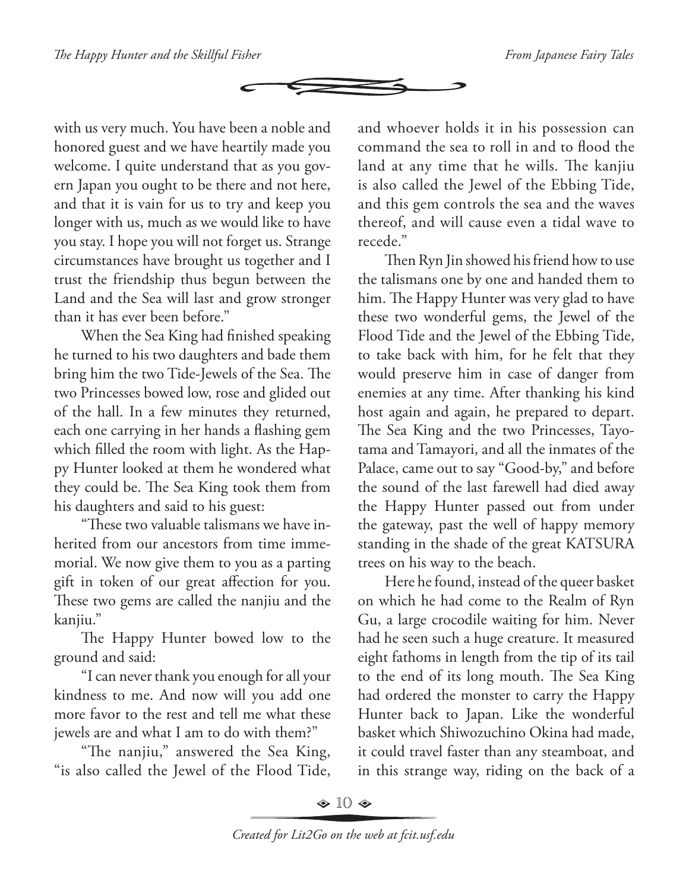with us very much. You have been a noble and honored guest and we have heartily made you welcome. I quite understand that as you govern Japan you ought to be there and not here, and that it is vain for us to try and keep you longer with us, much as we would like to have you stay. I hope you will not forget us. Strange circumstances have brought us together and I trust the friendship thus begun between the Land and the Sea will last and grow stronger than it has ever been before."

When the Sea King had finished speaking he turned to his two daughters and bade them bring him the two Tide-Jewels of the Sea. The two Princesses bowed low, rose and glided out of the hall. In a few minutes they returned, each one carrying in her hands a flashing gem which filled the room with light. As the Happy Hunter looked at them he wondered what they could be. The Sea King took them from his daughters and said to his guest:

"These two valuable talismans we have inherited from our ancestors from time immemorial. We now give them to you as a parting gift in token of our great affection for you. These two gems are called the nanjiu and the kanjiu."

The Happy Hunter bowed low to the ground and said:

"I can never thank you enough for all your kindness to me. And now will you add one more favor to the rest and tell me what these jewels are and what I am to do with them?"

"The nanjiu," answered the Sea King, "is also called the Jewel of the Flood Tide, and whoever holds it in his possession can command the sea to roll in and to flood the land at any time that he wills. The kanjiu is also called the Jewel of the Ebbing Tide, and this gem controls the sea and the waves thereof, and will cause even a tidal wave to recede."

Then Ryn Jin showed his friend how to use the talismans one by one and handed them to him. The Happy Hunter was very glad to have these two wonderful gems, the Jewel of the Flood Tide and the Jewel of the Ebbing Tide, to take back with him, for he felt that they would preserve him in case of danger from enemies at any time. After thanking his kind host again and again, he prepared to depart. The Sea King and the two Princesses, Tayotama and Tamayori, and all the inmates of the Palace, came out to say "Good-by," and before the sound of the last farewell had died away the Happy Hunter passed out from under the gateway, past the well of happy memory standing in the shade of the great KATSURA trees on his way to the beach.

Here he found, instead of the queer basket on which he had come to the Realm of Ryn Gu, a large crocodile waiting for him. Never had he seen such a huge creature. It measured eight fathoms in length from the tip of its tail to the end of its long mouth. The Sea King had ordered the monster to carry the Happy Hunter back to Japan. Like the wonderful basket which Shiwozuchino Okina had made, it could travel faster than any steamboat, and in this strange way, riding on the back of a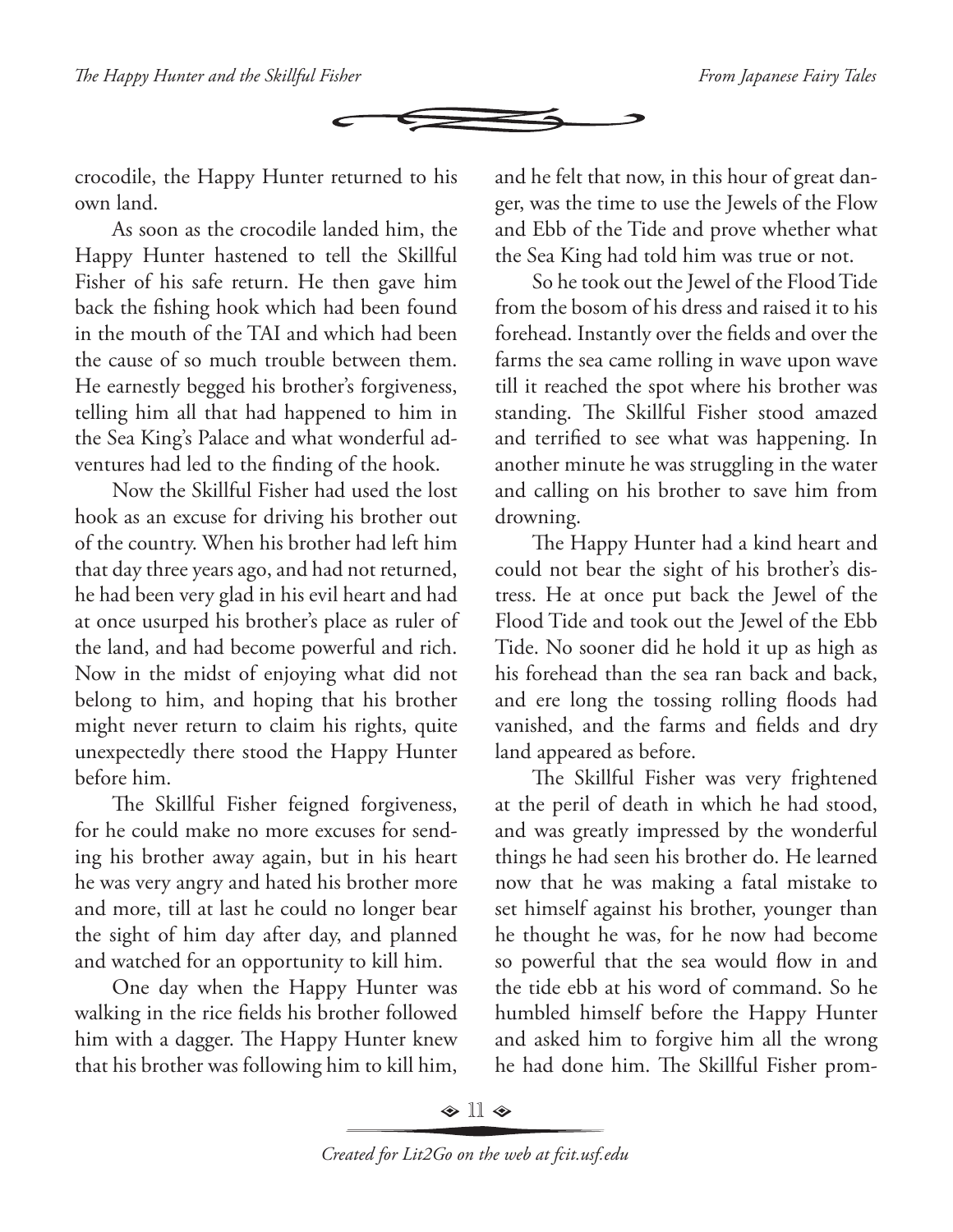crocodile, the Happy Hunter returned to his own land.

As soon as the crocodile landed him, the Happy Hunter hastened to tell the Skillful Fisher of his safe return. He then gave him back the fishing hook which had been found in the mouth of the TAI and which had been the cause of so much trouble between them. He earnestly begged his brother's forgiveness, telling him all that had happened to him in the Sea King's Palace and what wonderful adventures had led to the finding of the hook.

Now the Skillful Fisher had used the lost hook as an excuse for driving his brother out of the country. When his brother had left him that day three years ago, and had not returned, he had been very glad in his evil heart and had at once usurped his brother's place as ruler of the land, and had become powerful and rich. Now in the midst of enjoying what did not belong to him, and hoping that his brother might never return to claim his rights, quite unexpectedly there stood the Happy Hunter before him.

The Skillful Fisher feigned forgiveness, for he could make no more excuses for sending his brother away again, but in his heart he was very angry and hated his brother more and more, till at last he could no longer bear the sight of him day after day, and planned and watched for an opportunity to kill him.

One day when the Happy Hunter was walking in the rice fields his brother followed him with a dagger. The Happy Hunter knew that his brother was following him to kill him, and he felt that now, in this hour of great danger, was the time to use the Jewels of the Flow and Ebb of the Tide and prove whether what the Sea King had told him was true or not.

So he took out the Jewel of the Flood Tide from the bosom of his dress and raised it to his forehead. Instantly over the fields and over the farms the sea came rolling in wave upon wave till it reached the spot where his brother was standing. The Skillful Fisher stood amazed and terrified to see what was happening. In another minute he was struggling in the water and calling on his brother to save him from drowning.

The Happy Hunter had a kind heart and could not bear the sight of his brother's distress. He at once put back the Jewel of the Flood Tide and took out the Jewel of the Ebb Tide. No sooner did he hold it up as high as his forehead than the sea ran back and back, and ere long the tossing rolling floods had vanished, and the farms and fields and dry land appeared as before.

The Skillful Fisher was very frightened at the peril of death in which he had stood, and was greatly impressed by the wonderful things he had seen his brother do. He learned now that he was making a fatal mistake to set himself against his brother, younger than he thought he was, for he now had become so powerful that the sea would flow in and the tide ebb at his word of command. So he humbled himself before the Happy Hunter and asked him to forgive him all the wrong he had done him. The Skillful Fisher prom-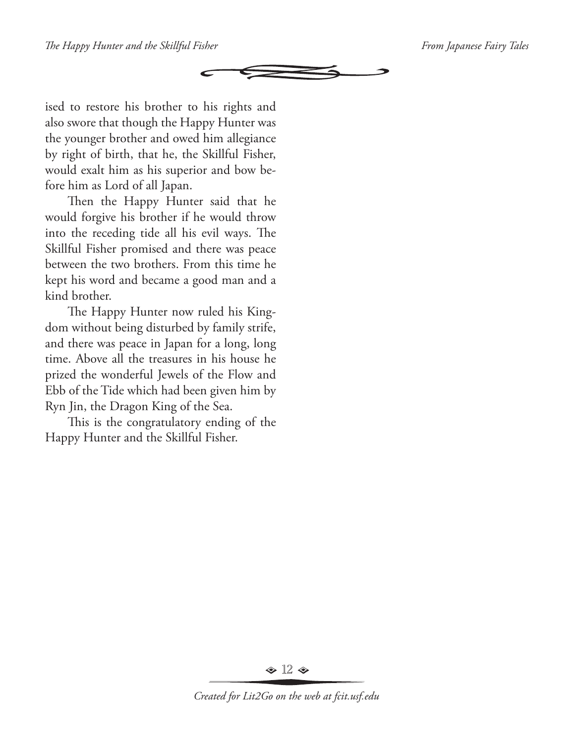ised to restore his brother to his rights and also swore that though the Happy Hunter was the younger brother and owed him allegiance by right of birth, that he, the Skillful Fisher, would exalt him as his superior and bow before him as Lord of all Japan.

Then the Happy Hunter said that he would forgive his brother if he would throw into the receding tide all his evil ways. The Skillful Fisher promised and there was peace between the two brothers. From this time he kept his word and became a good man and a kind brother.

The Happy Hunter now ruled his Kingdom without being disturbed by family strife, and there was peace in Japan for a long, long time. Above all the treasures in his house he prized the wonderful Jewels of the Flow and Ebb of the Tide which had been given him by Ryn Jin, the Dragon King of the Sea.

This is the congratulatory ending of the Happy Hunter and the Skillful Fisher.